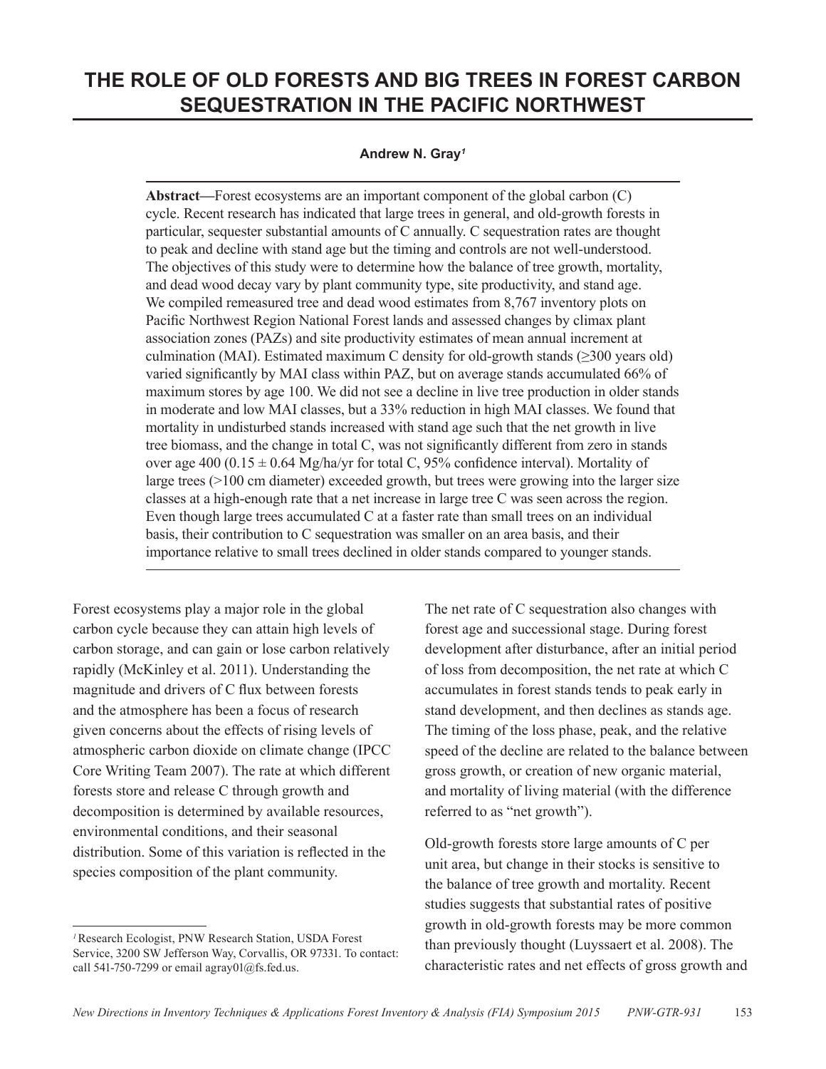# THE ROLE OF OLD FORESTS AND BIG TREES IN FOREST CARBON SEQUESTRATION IN THE PACIFIC NORTHWEST

**Andrew N. Gray**[1]

**Abstract**—Forest ecosystems are an important component of the global carbon (C) cycle. Recent research has indicated that large trees in general, and old-growth forests in particular, sequester substantial amounts of C annually. C sequestration rates are thought to peak and decline with stand age but the timing and controls are not well-understood. The objectives of this study were to determine how the balance of tree growth, mortality, and dead wood decay vary by plant community type, site productivity, and stand age. We compiled remeasured tree and dead wood estimates from 8,767 inventory plots on Pacific Northwest Region National Forest lands and assessed changes by climax plant association zones (PAZs) and site productivity estimates of mean annual increment at culmination (MAI). Estimated maximum C density for old-growth stands (≥300 years old) varied significantly by MAI class within PAZ, but on average stands accumulated 66% of maximum stores by age 100. We did not see a decline in live tree production in older stands in moderate and low MAI classes, but a 33% reduction in high MAI classes. We found that mortality in undisturbed stands increased with stand age such that the net growth in live tree biomass, and the change in total C, was not significantly different from zero in stands over age 400 (0.15 ± 0.64 Mg/ha/yr for total C, 95% confidence interval). Mortality of large trees (>100 cm diameter) exceeded growth, but trees were growing into the larger size classes at a high-enough rate that a net increase in large tree C was seen across the region. Even though large trees accumulated C at a faster rate than small trees on an individual basis, their contribution to C sequestration was smaller on an area basis, and their importance relative to small trees declined in older stands compared to younger stands.

Forest ecosystems play a major role in the global carbon cycle because they can attain high levels of carbon storage, and can gain or lose carbon relatively rapidly (McKinley et al. 2011). Understanding the magnitude and drivers of C flux between forests and the atmosphere has been a focus of research given concerns about the effects of rising levels of atmospheric carbon dioxide on climate change (IPCC Core Writing Team 2007). The rate at which different forests store and release C through growth and decomposition is determined by available resources, environmental conditions, and their seasonal distribution. Some of this variation is reflected in the species composition of the plant community.

The net rate of C sequestration also changes with forest age and successional stage. During forest development after disturbance, after an initial period of loss from decomposition, the net rate at which C accumulates in forest stands tends to peak early in stand development, and then declines as stands age. The timing of the loss phase, peak, and the relative speed of the decline are related to the balance between gross growth, or creation of new organic material, and mortality of living material (with the difference referred to as "net growth").

Old-growth forests store large amounts of C per unit area, but change in their stocks is sensitive to the balance of tree growth and mortality. Recent studies suggests that substantial rates of positive growth in old-growth forests may be more common than previously thought (Luyssaert et al. 2008). The characteristic rates and net effects of gross growth and

[1] Research Ecologist, PNW Research Station, USDA Forest Service, 3200 SW Jefferson Way, Corvallis, OR 97331. To contact: call 541-750-7299 or email agray01@fs.fed.us.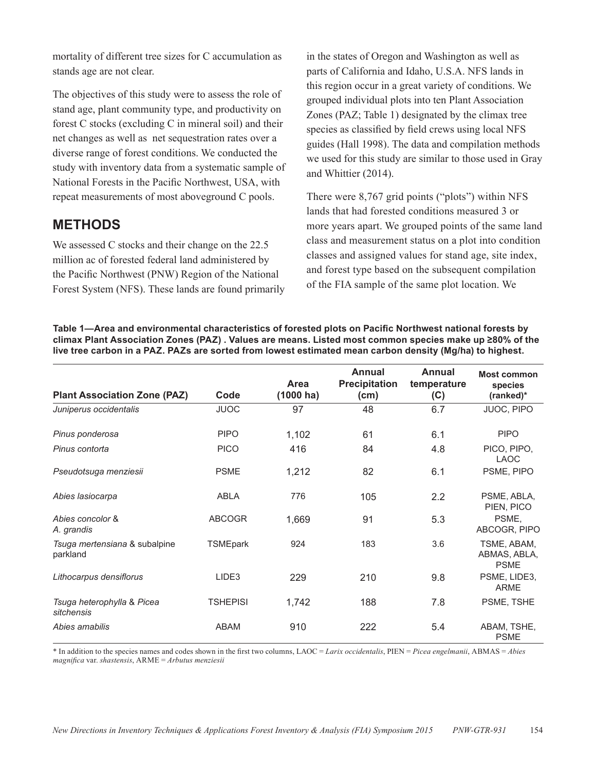mortality of different tree sizes for C accumulation as stands age are not clear.

The objectives of this study were to assess the role of stand age, plant community type, and productivity on forest C stocks (excluding C in mineral soil) and their net changes as well as net sequestration rates over a diverse range of forest conditions. We conducted the study with inventory data from a systematic sample of National Forests in the Pacific Northwest, USA, with repeat measurements of most aboveground C pools.

## METHODS

We assessed C stocks and their change on the 22.5 million ac of forested federal land administered by the Pacific Northwest (PNW) Region of the National Forest System (NFS). These lands are found primarily in the states of Oregon and Washington as well as parts of California and Idaho, U.S.A. NFS lands in this region occur in a great variety of conditions. We grouped individual plots into ten Plant Association Zones (PAZ; Table 1) designated by the climax tree species as classified by field crews using local NFS guides (Hall 1998). The data and compilation methods we used for this study are similar to those used in Gray and Whittier (2014).

There were 8,767 grid points ("plots") within NFS lands that had forested conditions measured 3 or more years apart. We grouped points of the same land class and measurement status on a plot into condition classes and assigned values for stand age, site index, and forest type based on the subsequent compilation of the FIA sample of the same plot location. We

**Table 1—Area and environmental characteristics of forested plots on Pacific Northwest national forests by climax Plant Association Zones (PAZ) . Values are means. Listed most common species make up ≥80% of the live tree carbon in a PAZ. PAZs are sorted from lowest estimated mean carbon density (Mg/ha) to highest.**

| Plant Association Zone (PAZ) | Code | Area (1000 ha) | Annual Precipitation (cm) | Annual temperature (C) | Most common species (ranked)* |
|---|---|---|---|---|---|
| *Juniperus occidentalis* | JUOC | 97 | 48 | 6.7 | JUOC, PIPO |
| *Pinus ponderosa* | PIPO | 1,102 | 61 | 6.1 | PIPO |
| *Pinus contorta* | PICO | 416 | 84 | 4.8 | PICO, PIPO, LAOC |
| *Pseudotsuga menziesii* | PSME | 1,212 | 82 | 6.1 | PSME, PIPO |
| *Abies lasiocarpa* | ABLA | 776 | 105 | 2.2 | PSME, ABLA, PIEN, PICO |
| *Abies concolor* & *A. grandis* | ABCOGR | 1,669 | 91 | 5.3 | PSME, ABCOGR, PIPO |
| *Tsuga mertensiana* & subalpine parkland | TSMEpark | 924 | 183 | 3.6 | TSME, ABAM, ABMAS, ABLA, PSME |
| *Lithocarpus densiflorus* | LIDE3 | 229 | 210 | 9.8 | PSME, LIDE3, ARME |
| *Tsuga heterophylla* & *Picea sitchensis* | TSHEPISI | 1,742 | 188 | 7.8 | PSME, TSHE |
| *Abies amabilis* | ABAM | 910 | 222 | 5.4 | ABAM, TSHE, PSME |

\* In addition to the species names and codes shown in the first two columns, LAOC = *Larix occidentalis*, PIEN = *Picea engelmanii*, ABMAS = *Abies magnifica* var. *shastensis*, ARME = *Arbutus menziesii*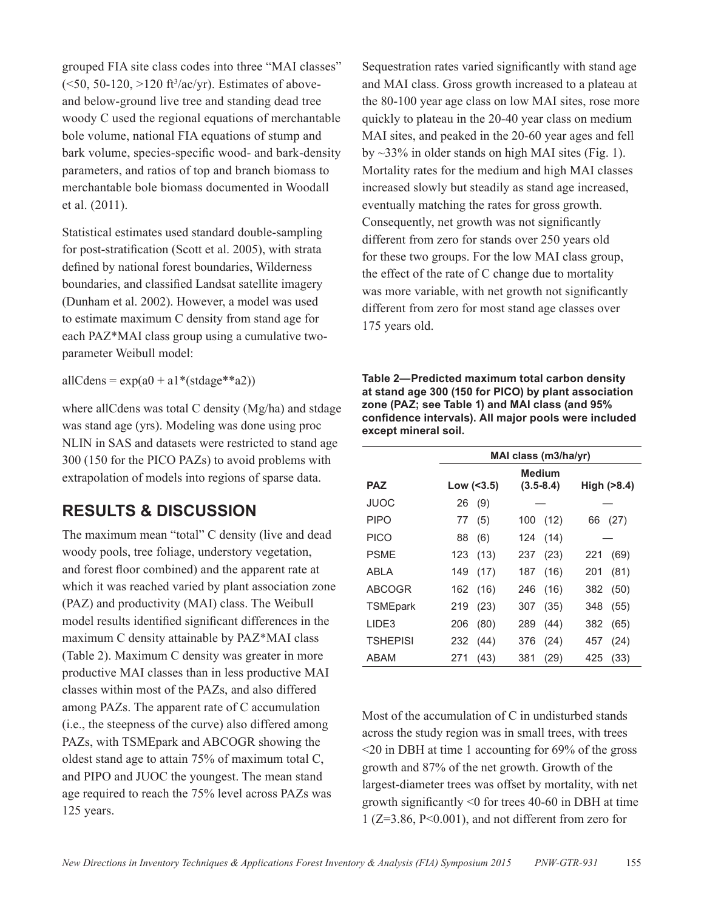grouped FIA site class codes into three "MAI classes" (<50, 50-120, >120 ft$^3$/ac/yr). Estimates of above- and below-ground live tree and standing dead tree woody C used the regional equations of merchantable bole volume, national FIA equations of stump and bark volume, species-specific wood- and bark-density parameters, and ratios of top and branch biomass to merchantable bole biomass documented in Woodall et al. (2011).

Statistical estimates used standard double-sampling for post-stratification (Scott et al. 2005), with strata defined by national forest boundaries, Wilderness boundaries, and classified Landsat satellite imagery (Dunham et al. 2002). However, a model was used to estimate maximum C density from stand age for each PAZ*MAI class group using a cumulative two-parameter Weibull model:

allCdens = exp(a0 + a1*(stdage**a2))

where allCdens was total C density (Mg/ha) and stdage was stand age (yrs). Modeling was done using proc NLIN in SAS and datasets were restricted to stand age 300 (150 for the PICO PAZs) to avoid problems with extrapolation of models into regions of sparse data.

## RESULTS & DISCUSSION

The maximum mean "total" C density (live and dead woody pools, tree foliage, understory vegetation, and forest floor combined) and the apparent rate at which it was reached varied by plant association zone (PAZ) and productivity (MAI) class. The Weibull model results identified significant differences in the maximum C density attainable by PAZ*MAI class (Table 2). Maximum C density was greater in more productive MAI classes than in less productive MAI classes within most of the PAZs, and also differed among PAZs. The apparent rate of C accumulation (i.e., the steepness of the curve) also differed among PAZs, with TSMEpark and ABCOGR showing the oldest stand age to attain 75% of maximum total C, and PIPO and JUOC the youngest. The mean stand age required to reach the 75% level across PAZs was 125 years.

Sequestration rates varied significantly with stand age and MAI class. Gross growth increased to a plateau at the 80-100 year age class on low MAI sites, rose more quickly to plateau in the 20-40 year class on medium MAI sites, and peaked in the 20-60 year ages and fell by ~33% in older stands on high MAI sites (Fig. 1). Mortality rates for the medium and high MAI classes increased slowly but steadily as stand age increased, eventually matching the rates for gross growth. Consequently, net growth was not significantly different from zero for stands over 250 years old for these two groups. For the low MAI class group, the effect of the rate of C change due to mortality was more variable, with net growth not significantly different from zero for most stand age classes over 175 years old.

**Table 2—Predicted maximum total carbon density at stand age 300 (150 for PICO) by plant association zone (PAZ; see Table 1) and MAI class (and 95% confidence intervals). All major pools were included except mineral soil.**

| | MAI class (m3/ha/yr) | | |
|---|---|---|---|
| **PAZ** | **Low (<3.5)** | **Medium (3.5-8.4)** | **High (>8.4)** |
| JUOC | 26 (9) | — | — |
| PIPO | 77 (5) | 100 (12) | 66 (27) |
| PICO | 88 (6) | 124 (14) | — |
| PSME | 123 (13) | 237 (23) | 221 (69) |
| ABLA | 149 (17) | 187 (16) | 201 (81) |
| ABCOGR | 162 (16) | 246 (16) | 382 (50) |
| TSMEpark | 219 (23) | 307 (35) | 348 (55) |
| LIDE3 | 206 (80) | 289 (44) | 382 (65) |
| TSHEPISI | 232 (44) | 376 (24) | 457 (24) |
| ABAM | 271 (43) | 381 (29) | 425 (33) |

Most of the accumulation of C in undisturbed stands across the study region was in small trees, with trees <20 in DBH at time 1 accounting for 69% of the gross growth and 87% of the net growth. Growth of the largest-diameter trees was offset by mortality, with net growth significantly <0 for trees 40-60 in DBH at time 1 ($Z=3.86$, $P<0.001$), and not different from zero for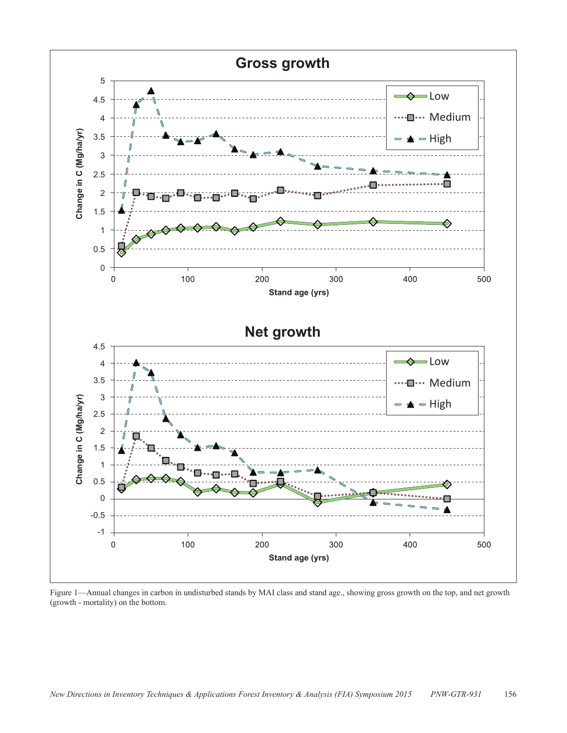Gross growth

5
4.5
4
3.5
3
2.5
2
1.5
1
0.5
0

Change in C (Mg/ha/yr)

0
100
200
300
400
500

Stand age (yrs)

Low
Medium
High

Net growth

4.5
4
3.5
3
2.5
2
1.5
1
0.5
0
-0.5
-1

Change in C (Mg/ha/yr)

0
100
200
300
400
500

Stand age (yrs)

Low
Medium
High

Figure 1—Annual changes in carbon in undisturbed stands by MAI class and stand age., showing gross growth on the top, and net growth (growth - mortality) on the bottom.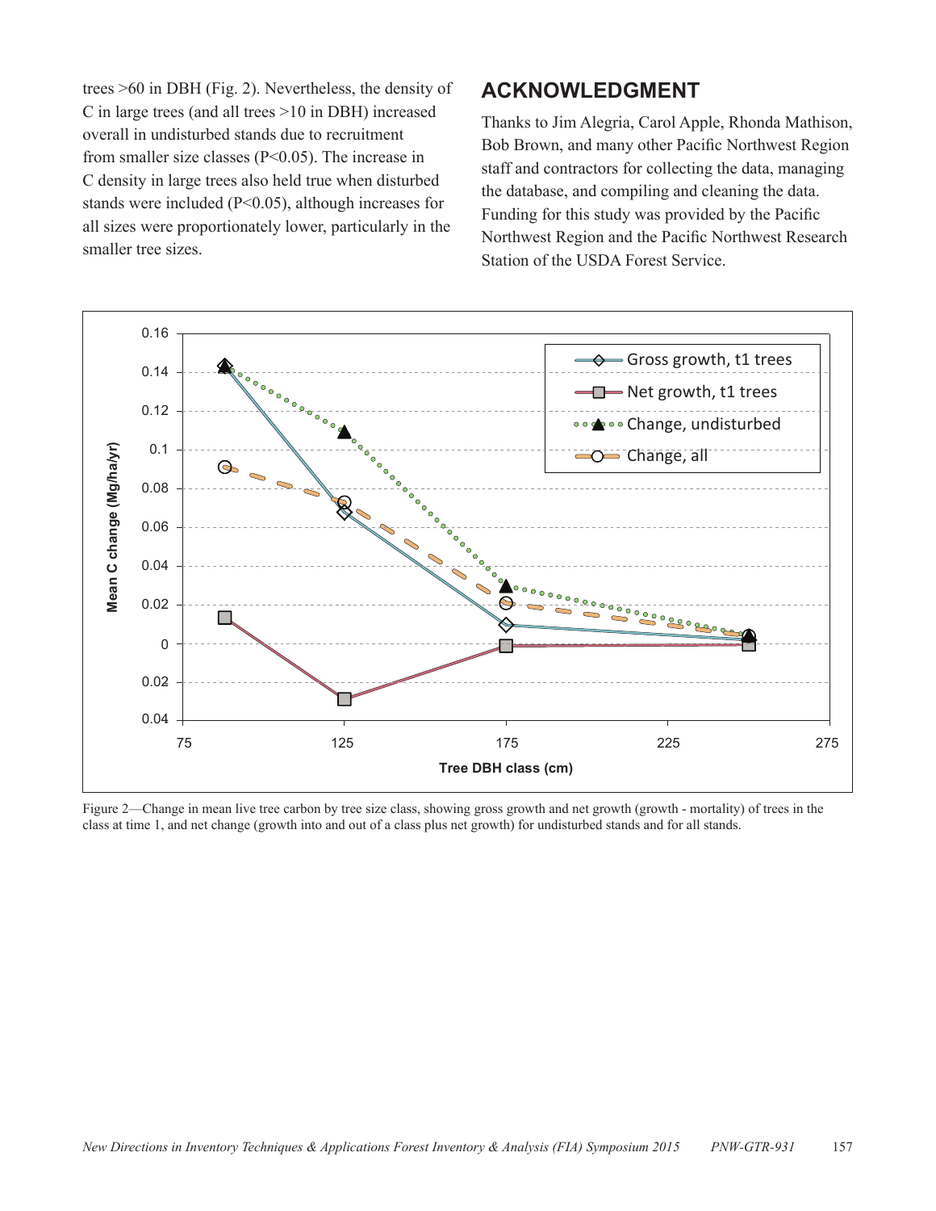trees >60 in DBH (Fig. 2). Nevertheless, the density of C in large trees (and all trees >10 in DBH) increased overall in undisturbed stands due to recruitment from smaller size classes ($P<0.05$). The increase in C density in large trees also held true when disturbed stands were included ($P<0.05$), although increases for all sizes were proportionately lower, particularly in the smaller tree sizes.

## ACKNOWLEDGMENT

Thanks to Jim Alegria, Carol Apple, Rhonda Mathison, Bob Brown, and many other Pacific Northwest Region staff and contractors for collecting the data, managing the database, and compiling and cleaning the data. Funding for this study was provided by the Pacific Northwest Region and the Pacific Northwest Research Station of the USDA Forest Service.

Mean C change (Mg/ha/yr)

0.16
0.14
0.12
0.1
0.08
0.06
0.04
0.02
0
0.02
0.04

Tree DBH class (cm)

75
125
175
225
275

Gross growth, t1 trees
Net growth, t1 trees
Change, undisturbed
Change, all

Figure 2—Change in mean live tree carbon by tree size class, showing gross growth and net growth (growth - mortality) of trees in the class at time 1, and net change (growth into and out of a class plus net growth) for undisturbed stands and for all stands.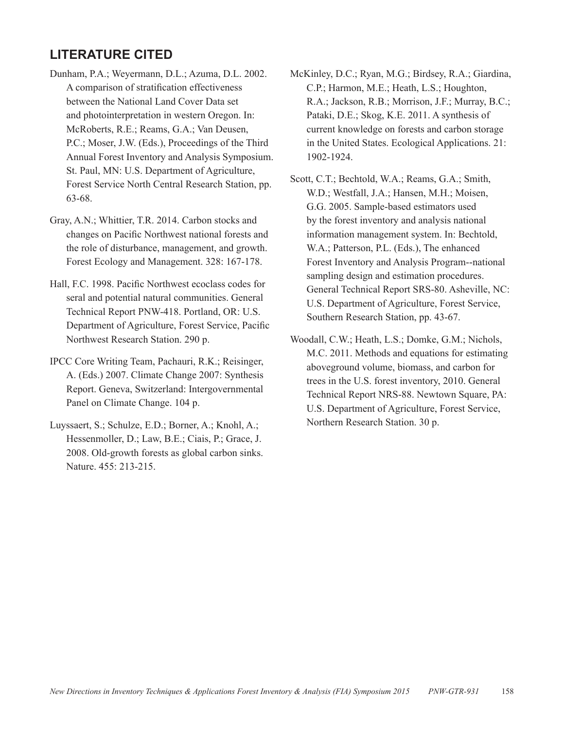## LITERATURE CITED

Dunham, P.A.; Weyermann, D.L.; Azuma, D.L. 2002. A comparison of stratification effectiveness between the National Land Cover Data set and photointerpretation in western Oregon. In: McRoberts, R.E.; Reams, G.A.; Van Deusen, P.C.; Moser, J.W. (Eds.), Proceedings of the Third Annual Forest Inventory and Analysis Symposium. St. Paul, MN: U.S. Department of Agriculture, Forest Service North Central Research Station, pp. 63-68.

Gray, A.N.; Whittier, T.R. 2014. Carbon stocks and changes on Pacific Northwest national forests and the role of disturbance, management, and growth. Forest Ecology and Management. 328: 167-178.

Hall, F.C. 1998. Pacific Northwest ecoclass codes for seral and potential natural communities. General Technical Report PNW-418. Portland, OR: U.S. Department of Agriculture, Forest Service, Pacific Northwest Research Station. 290 p.

IPCC Core Writing Team, Pachauri, R.K.; Reisinger, A. (Eds.) 2007. Climate Change 2007: Synthesis Report. Geneva, Switzerland: Intergovernmental Panel on Climate Change. 104 p.

Luyssaert, S.; Schulze, E.D.; Borner, A.; Knohl, A.; Hessenmoller, D.; Law, B.E.; Ciais, P.; Grace, J. 2008. Old-growth forests as global carbon sinks. Nature. 455: 213-215.

McKinley, D.C.; Ryan, M.G.; Birdsey, R.A.; Giardina, C.P.; Harmon, M.E.; Heath, L.S.; Houghton, R.A.; Jackson, R.B.; Morrison, J.F.; Murray, B.C.; Pataki, D.E.; Skog, K.E. 2011. A synthesis of current knowledge on forests and carbon storage in the United States. Ecological Applications. 21: 1902-1924.

Scott, C.T.; Bechtold, W.A.; Reams, G.A.; Smith, W.D.; Westfall, J.A.; Hansen, M.H.; Moisen, G.G. 2005. Sample-based estimators used by the forest inventory and analysis national information management system. In: Bechtold, W.A.; Patterson, P.L. (Eds.), The enhanced Forest Inventory and Analysis Program--national sampling design and estimation procedures. General Technical Report SRS-80. Asheville, NC: U.S. Department of Agriculture, Forest Service, Southern Research Station, pp. 43-67.

Woodall, C.W.; Heath, L.S.; Domke, G.M.; Nichols, M.C. 2011. Methods and equations for estimating aboveground volume, biomass, and carbon for trees in the U.S. forest inventory, 2010. General Technical Report NRS-88. Newtown Square, PA: U.S. Department of Agriculture, Forest Service, Northern Research Station. 30 p.